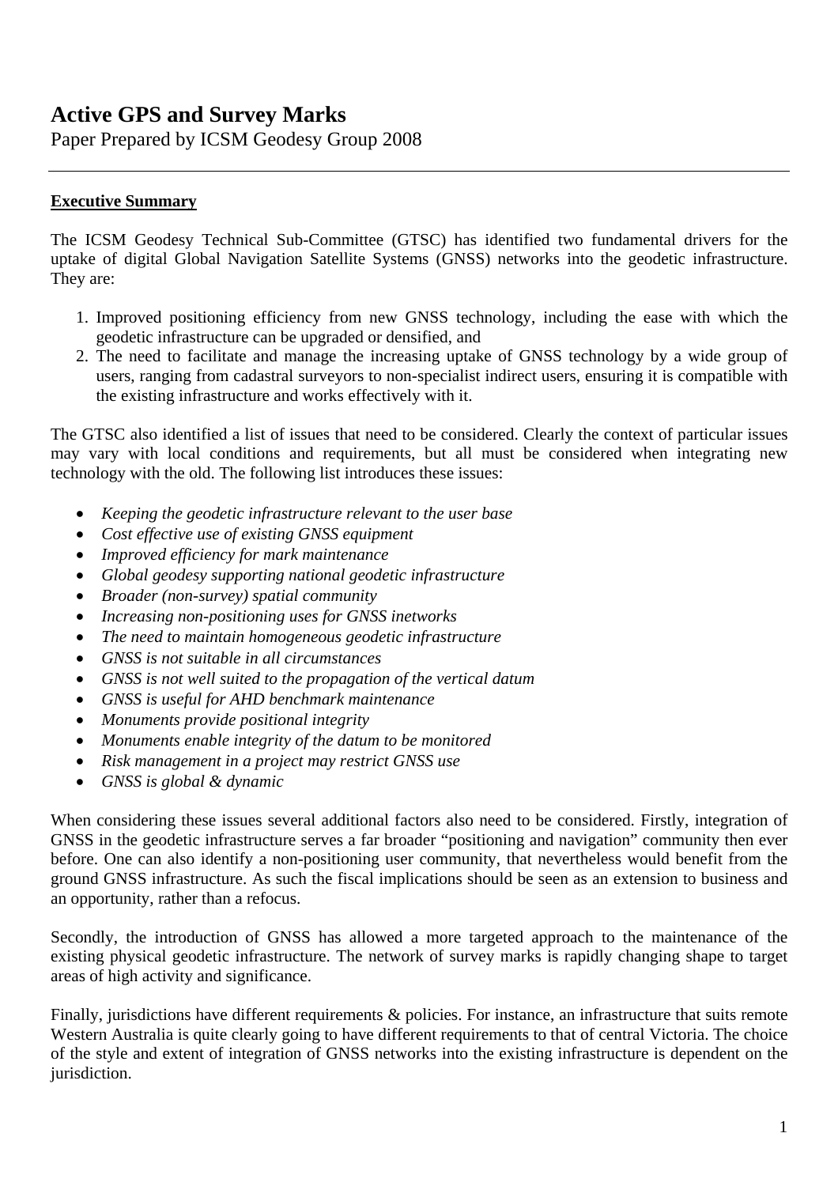# Active GPS and Survey Marks

Paper Prepared by ICSM Geodesy Group 2008

---

**Executive Summary**

The ICSM Geodesy Technical Sub-Committee (GTSC) has identified two fundamental drivers for the uptake of digital Global Navigation Satellite Systems (GNSS) networks into the geodetic infrastructure. They are:

1. Improved positioning efficiency from new GNSS technology, including the ease with which the geodetic infrastructure can be upgraded or densified, and
2. The need to facilitate and manage the increasing uptake of GNSS technology by a wide group of users, ranging from cadastral surveyors to non-specialist indirect users, ensuring it is compatible with the existing infrastructure and works effectively with it.

The GTSC also identified a list of issues that need to be considered. Clearly the context of particular issues may vary with local conditions and requirements, but all must be considered when integrating new technology with the old. The following list introduces these issues:

- *Keeping the geodetic infrastructure relevant to the user base*
- *Cost effective use of existing GNSS equipment*
- *Improved efficiency for mark maintenance*
- *Global geodesy supporting national geodetic infrastructure*
- *Broader (non-survey) spatial community*
- *Increasing non-positioning uses for GNSS inetworks*
- *The need to maintain homogeneous geodetic infrastructure*
- *GNSS is not suitable in all circumstances*
- *GNSS is not well suited to the propagation of the vertical datum*
- *GNSS is useful for AHD benchmark maintenance*
- *Monuments provide positional integrity*
- *Monuments enable integrity of the datum to be monitored*
- *Risk management in a project may restrict GNSS use*
- *GNSS is global & dynamic*

When considering these issues several additional factors also need to be considered. Firstly, integration of GNSS in the geodetic infrastructure serves a far broader "positioning and navigation" community then ever before. One can also identify a non-positioning user community, that nevertheless would benefit from the ground GNSS infrastructure. As such the fiscal implications should be seen as an extension to business and an opportunity, rather than a refocus.

Secondly, the introduction of GNSS has allowed a more targeted approach to the maintenance of the existing physical geodetic infrastructure. The network of survey marks is rapidly changing shape to target areas of high activity and significance.

Finally, jurisdictions have different requirements & policies. For instance, an infrastructure that suits remote Western Australia is quite clearly going to have different requirements to that of central Victoria. The choice of the style and extent of integration of GNSS networks into the existing infrastructure is dependent on the jurisdiction.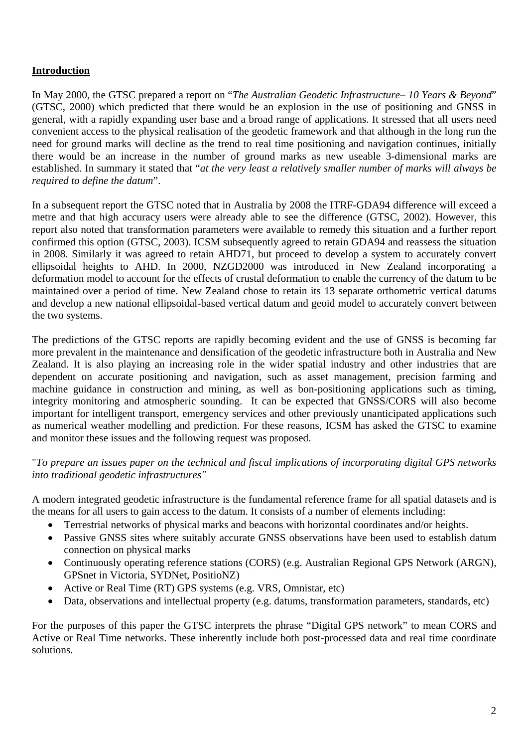## Introduction

In May 2000, the GTSC prepared a report on "*The Australian Geodetic Infrastructure– 10 Years & Beyond*" (GTSC, 2000) which predicted that there would be an explosion in the use of positioning and GNSS in general, with a rapidly expanding user base and a broad range of applications. It stressed that all users need convenient access to the physical realisation of the geodetic framework and that although in the long run the need for ground marks will decline as the trend to real time positioning and navigation continues, initially there would be an increase in the number of ground marks as new useable 3-dimensional marks are established. In summary it stated that "*at the very least a relatively smaller number of marks will always be required to define the datum*".

In a subsequent report the GTSC noted that in Australia by 2008 the ITRF-GDA94 difference will exceed a metre and that high accuracy users were already able to see the difference (GTSC, 2002). However, this report also noted that transformation parameters were available to remedy this situation and a further report confirmed this option (GTSC, 2003). ICSM subsequently agreed to retain GDA94 and reassess the situation in 2008. Similarly it was agreed to retain AHD71, but proceed to develop a system to accurately convert ellipsoidal heights to AHD. In 2000, NZGD2000 was introduced in New Zealand incorporating a deformation model to account for the effects of crustal deformation to enable the currency of the datum to be maintained over a period of time. New Zealand chose to retain its 13 separate orthometric vertical datums and develop a new national ellipsoidal-based vertical datum and geoid model to accurately convert between the two systems.

The predictions of the GTSC reports are rapidly becoming evident and the use of GNSS is becoming far more prevalent in the maintenance and densification of the geodetic infrastructure both in Australia and New Zealand. It is also playing an increasing role in the wider spatial industry and other industries that are dependent on accurate positioning and navigation, such as asset management, precision farming and machine guidance in construction and mining, as well as bon-positioning applications such as timing, integrity monitoring and atmospheric sounding. It can be expected that GNSS/CORS will also become important for intelligent transport, emergency services and other previously unanticipated applications such as numerical weather modelling and prediction. For these reasons, ICSM has asked the GTSC to examine and monitor these issues and the following request was proposed.

"*To prepare an issues paper on the technical and fiscal implications of incorporating digital GPS networks into traditional geodetic infrastructures*"

A modern integrated geodetic infrastructure is the fundamental reference frame for all spatial datasets and is the means for all users to gain access to the datum. It consists of a number of elements including:

- Terrestrial networks of physical marks and beacons with horizontal coordinates and/or heights.
- Passive GNSS sites where suitably accurate GNSS observations have been used to establish datum connection on physical marks
- Continuously operating reference stations (CORS) (e.g. Australian Regional GPS Network (ARGN), GPSnet in Victoria, SYDNet, PositioNZ)
- Active or Real Time (RT) GPS systems (e.g. VRS, Omnistar, etc)
- Data, observations and intellectual property (e.g. datums, transformation parameters, standards, etc)

For the purposes of this paper the GTSC interprets the phrase "Digital GPS network" to mean CORS and Active or Real Time networks. These inherently include both post-processed data and real time coordinate solutions.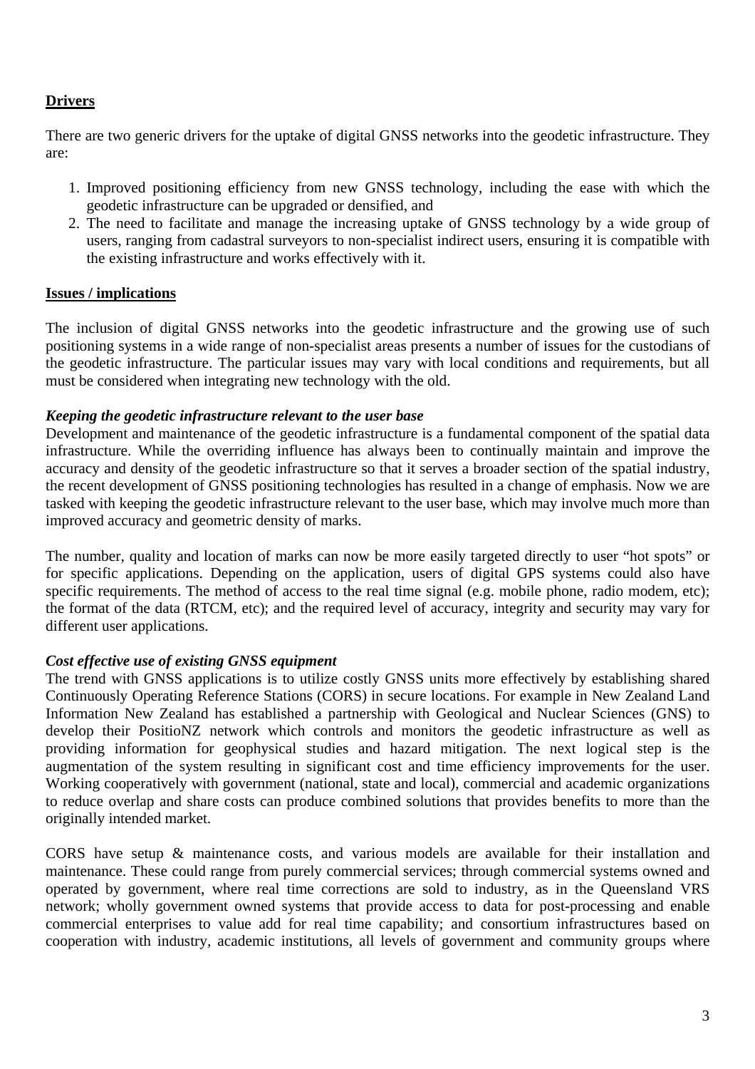## Drivers

There are two generic drivers for the uptake of digital GNSS networks into the geodetic infrastructure. They are:

1. Improved positioning efficiency from new GNSS technology, including the ease with which the geodetic infrastructure can be upgraded or densified, and
2. The need to facilitate and manage the increasing uptake of GNSS technology by a wide group of users, ranging from cadastral surveyors to non-specialist indirect users, ensuring it is compatible with the existing infrastructure and works effectively with it.

## Issues / implications

The inclusion of digital GNSS networks into the geodetic infrastructure and the growing use of such positioning systems in a wide range of non-specialist areas presents a number of issues for the custodians of the geodetic infrastructure. The particular issues may vary with local conditions and requirements, but all must be considered when integrating new technology with the old.

### *Keeping the geodetic infrastructure relevant to the user base*

Development and maintenance of the geodetic infrastructure is a fundamental component of the spatial data infrastructure. While the overriding influence has always been to continually maintain and improve the accuracy and density of the geodetic infrastructure so that it serves a broader section of the spatial industry, the recent development of GNSS positioning technologies has resulted in a change of emphasis. Now we are tasked with keeping the geodetic infrastructure relevant to the user base, which may involve much more than improved accuracy and geometric density of marks.

The number, quality and location of marks can now be more easily targeted directly to user "hot spots" or for specific applications. Depending on the application, users of digital GPS systems could also have specific requirements. The method of access to the real time signal (e.g. mobile phone, radio modem, etc); the format of the data (RTCM, etc); and the required level of accuracy, integrity and security may vary for different user applications.

### *Cost effective use of existing GNSS equipment*

The trend with GNSS applications is to utilize costly GNSS units more effectively by establishing shared Continuously Operating Reference Stations (CORS) in secure locations. For example in New Zealand Land Information New Zealand has established a partnership with Geological and Nuclear Sciences (GNS) to develop their PositioNZ network which controls and monitors the geodetic infrastructure as well as providing information for geophysical studies and hazard mitigation. The next logical step is the augmentation of the system resulting in significant cost and time efficiency improvements for the user. Working cooperatively with government (national, state and local), commercial and academic organizations to reduce overlap and share costs can produce combined solutions that provides benefits to more than the originally intended market.

CORS have setup & maintenance costs, and various models are available for their installation and maintenance. These could range from purely commercial services; through commercial systems owned and operated by government, where real time corrections are sold to industry, as in the Queensland VRS network; wholly government owned systems that provide access to data for post-processing and enable commercial enterprises to value add for real time capability; and consortium infrastructures based on cooperation with industry, academic institutions, all levels of government and community groups where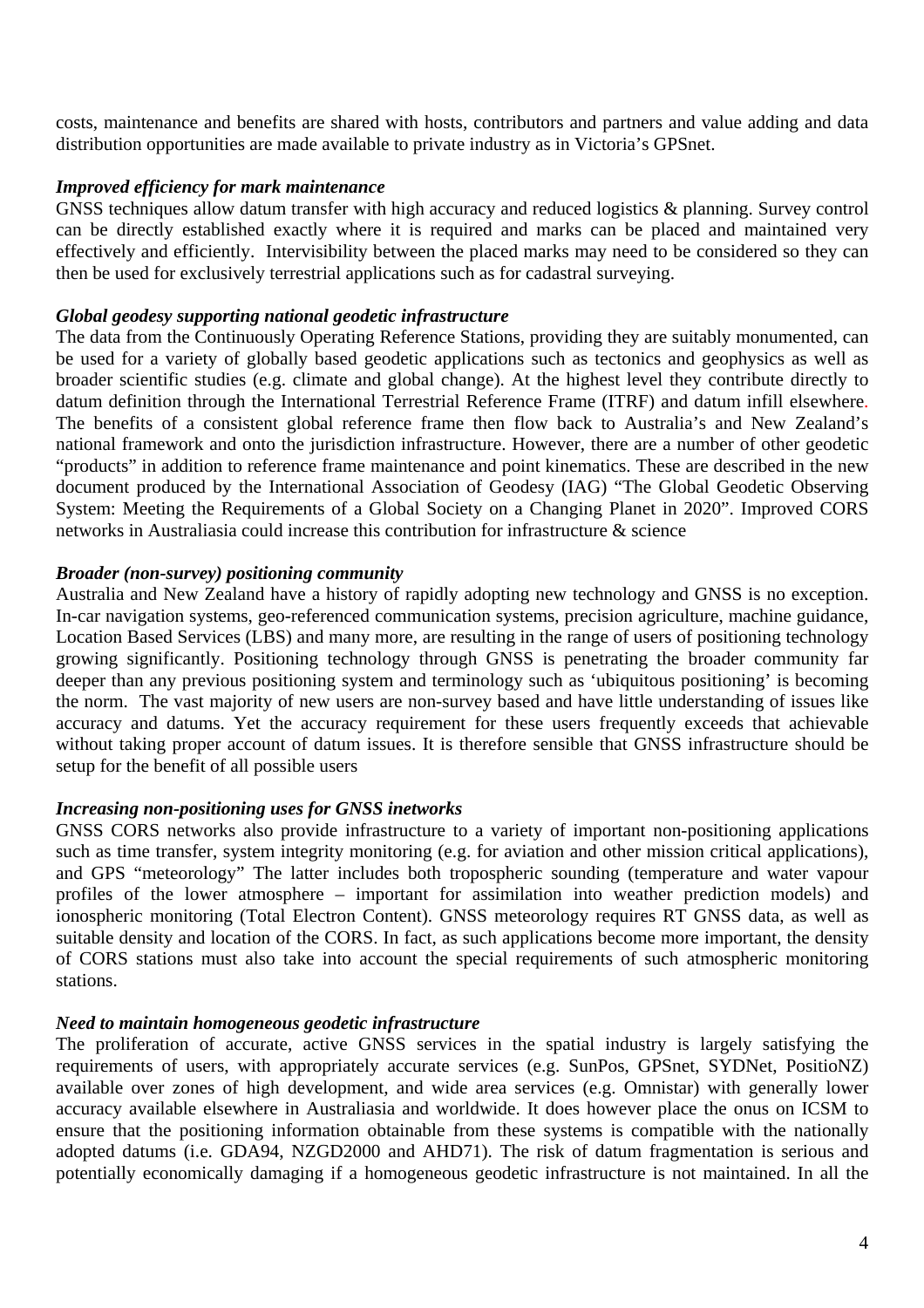costs, maintenance and benefits are shared with hosts, contributors and partners and value adding and data distribution opportunities are made available to private industry as in Victoria's GPSnet.

***Improved efficiency for mark maintenance***

GNSS techniques allow datum transfer with high accuracy and reduced logistics & planning. Survey control can be directly established exactly where it is required and marks can be placed and maintained very effectively and efficiently. Intervisibility between the placed marks may need to be considered so they can then be used for exclusively terrestrial applications such as for cadastral surveying.

***Global geodesy supporting national geodetic infrastructure***

The data from the Continuously Operating Reference Stations, providing they are suitably monumented, can be used for a variety of globally based geodetic applications such as tectonics and geophysics as well as broader scientific studies (e.g. climate and global change). At the highest level they contribute directly to datum definition through the International Terrestrial Reference Frame (ITRF) and datum infill elsewhere. The benefits of a consistent global reference frame then flow back to Australia's and New Zealand's national framework and onto the jurisdiction infrastructure. However, there are a number of other geodetic "products" in addition to reference frame maintenance and point kinematics. These are described in the new document produced by the International Association of Geodesy (IAG) "The Global Geodetic Observing System: Meeting the Requirements of a Global Society on a Changing Planet in 2020". Improved CORS networks in Australiasia could increase this contribution for infrastructure & science

***Broader (non-survey) positioning community***

Australia and New Zealand have a history of rapidly adopting new technology and GNSS is no exception. In-car navigation systems, geo-referenced communication systems, precision agriculture, machine guidance, Location Based Services (LBS) and many more, are resulting in the range of users of positioning technology growing significantly. Positioning technology through GNSS is penetrating the broader community far deeper than any previous positioning system and terminology such as 'ubiquitous positioning' is becoming the norm. The vast majority of new users are non-survey based and have little understanding of issues like accuracy and datums. Yet the accuracy requirement for these users frequently exceeds that achievable without taking proper account of datum issues. It is therefore sensible that GNSS infrastructure should be setup for the benefit of all possible users

***Increasing non-positioning uses for GNSS inetworks***

GNSS CORS networks also provide infrastructure to a variety of important non-positioning applications such as time transfer, system integrity monitoring (e.g. for aviation and other mission critical applications), and GPS "meteorology" The latter includes both tropospheric sounding (temperature and water vapour profiles of the lower atmosphere – important for assimilation into weather prediction models) and ionospheric monitoring (Total Electron Content). GNSS meteorology requires RT GNSS data, as well as suitable density and location of the CORS. In fact, as such applications become more important, the density of CORS stations must also take into account the special requirements of such atmospheric monitoring stations.

***Need to maintain homogeneous geodetic infrastructure***

The proliferation of accurate, active GNSS services in the spatial industry is largely satisfying the requirements of users, with appropriately accurate services (e.g. SunPos, GPSnet, SYDNet, PositioNZ) available over zones of high development, and wide area services (e.g. Omnistar) with generally lower accuracy available elsewhere in Australiasia and worldwide. It does however place the onus on ICSM to ensure that the positioning information obtainable from these systems is compatible with the nationally adopted datums (i.e. GDA94, NZGD2000 and AHD71). The risk of datum fragmentation is serious and potentially economically damaging if a homogeneous geodetic infrastructure is not maintained. In all the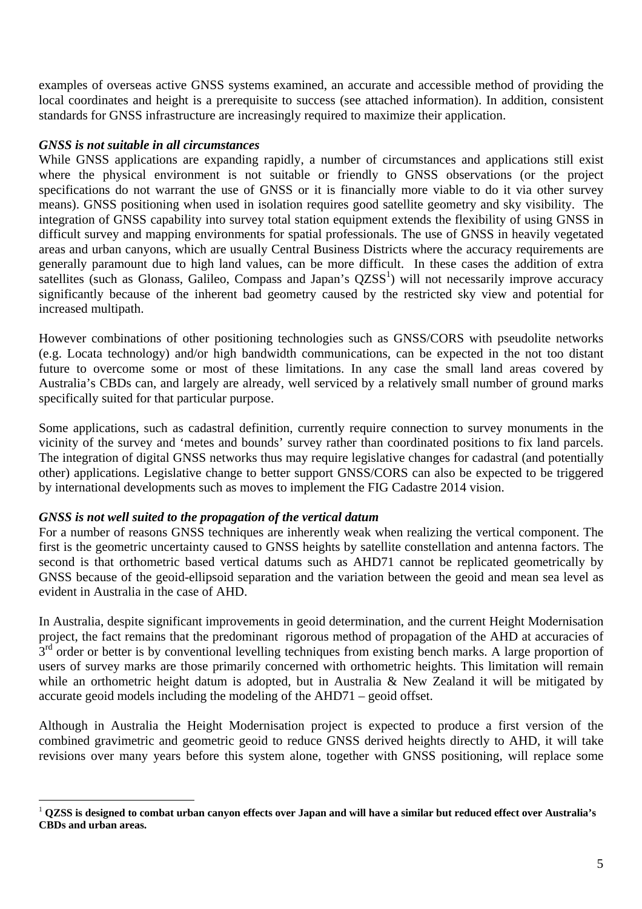examples of overseas active GNSS systems examined, an accurate and accessible method of providing the local coordinates and height is a prerequisite to success (see attached information). In addition, consistent standards for GNSS infrastructure are increasingly required to maximize their application.

*GNSS is not suitable in all circumstances*

While GNSS applications are expanding rapidly, a number of circumstances and applications still exist where the physical environment is not suitable or friendly to GNSS observations (or the project specifications do not warrant the use of GNSS or it is financially more viable to do it via other survey means). GNSS positioning when used in isolation requires good satellite geometry and sky visibility. The integration of GNSS capability into survey total station equipment extends the flexibility of using GNSS in difficult survey and mapping environments for spatial professionals. The use of GNSS in heavily vegetated areas and urban canyons, which are usually Central Business Districts where the accuracy requirements are generally paramount due to high land values, can be more difficult. In these cases the addition of extra satellites (such as Glonass, Galileo, Compass and Japan's QZSS[1]) will not necessarily improve accuracy significantly because of the inherent bad geometry caused by the restricted sky view and potential for increased multipath.

However combinations of other positioning technologies such as GNSS/CORS with pseudolite networks (e.g. Locata technology) and/or high bandwidth communications, can be expected in the not too distant future to overcome some or most of these limitations. In any case the small land areas covered by Australia's CBDs can, and largely are already, well serviced by a relatively small number of ground marks specifically suited for that particular purpose.

Some applications, such as cadastral definition, currently require connection to survey monuments in the vicinity of the survey and 'metes and bounds' survey rather than coordinated positions to fix land parcels. The integration of digital GNSS networks thus may require legislative changes for cadastral (and potentially other) applications. Legislative change to better support GNSS/CORS can also be expected to be triggered by international developments such as moves to implement the FIG Cadastre 2014 vision.

*GNSS is not well suited to the propagation of the vertical datum*

For a number of reasons GNSS techniques are inherently weak when realizing the vertical component. The first is the geometric uncertainty caused to GNSS heights by satellite constellation and antenna factors. The second is that orthometric based vertical datums such as AHD71 cannot be replicated geometrically by GNSS because of the geoid-ellipsoid separation and the variation between the geoid and mean sea level as evident in Australia in the case of AHD.

In Australia, despite significant improvements in geoid determination, and the current Height Modernisation project, the fact remains that the predominant rigorous method of propagation of the AHD at accuracies of 3rd order or better is by conventional levelling techniques from existing bench marks. A large proportion of users of survey marks are those primarily concerned with orthometric heights. This limitation will remain while an orthometric height datum is adopted, but in Australia & New Zealand it will be mitigated by accurate geoid models including the modeling of the AHD71 – geoid offset.

Although in Australia the Height Modernisation project is expected to produce a first version of the combined gravimetric and geometric geoid to reduce GNSS derived heights directly to AHD, it will take revisions over many years before this system alone, together with GNSS positioning, will replace some

---

[1] **QZSS is designed to combat urban canyon effects over Japan and will have a similar but reduced effect over Australia's CBDs and urban areas.**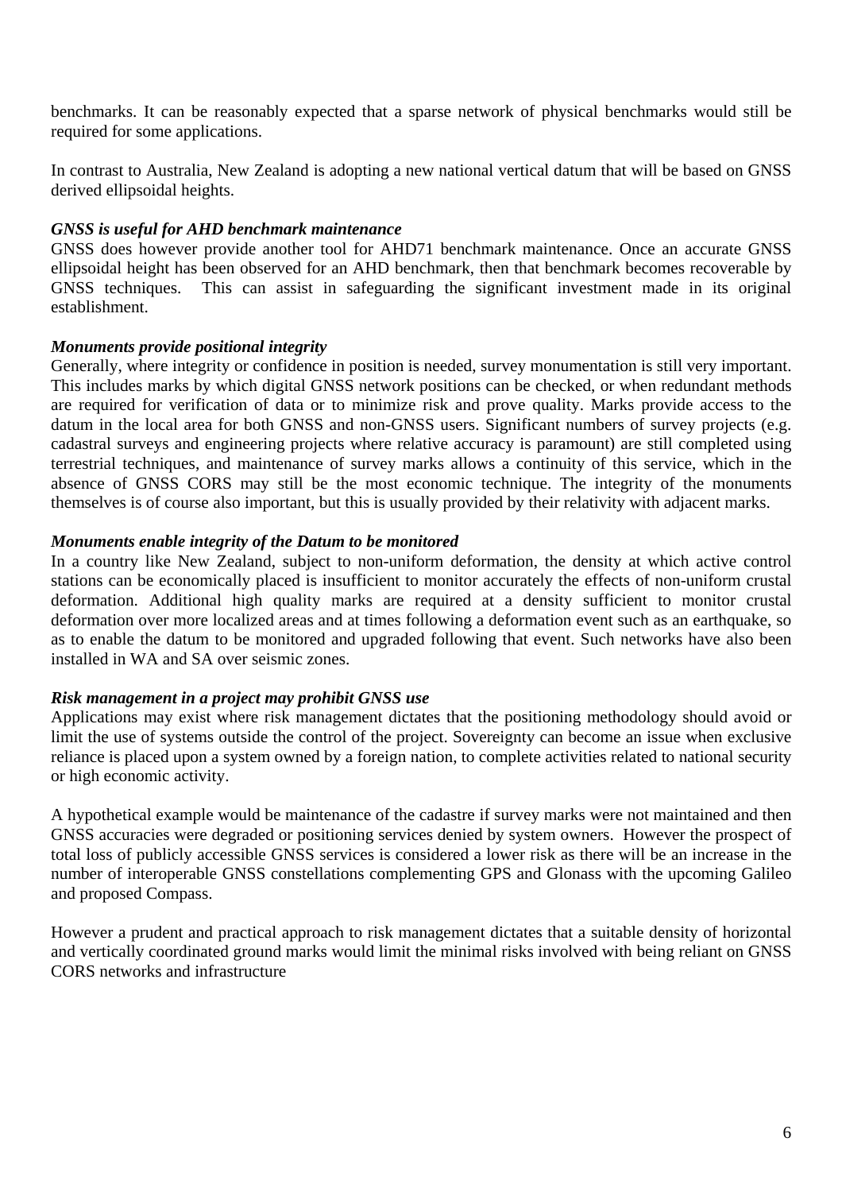benchmarks. It can be reasonably expected that a sparse network of physical benchmarks would still be required for some applications.

In contrast to Australia, New Zealand is adopting a new national vertical datum that will be based on GNSS derived ellipsoidal heights.

***GNSS is useful for AHD benchmark maintenance***

GNSS does however provide another tool for AHD71 benchmark maintenance. Once an accurate GNSS ellipsoidal height has been observed for an AHD benchmark, then that benchmark becomes recoverable by GNSS techniques. This can assist in safeguarding the significant investment made in its original establishment.

***Monuments provide positional integrity***

Generally, where integrity or confidence in position is needed, survey monumentation is still very important. This includes marks by which digital GNSS network positions can be checked, or when redundant methods are required for verification of data or to minimize risk and prove quality. Marks provide access to the datum in the local area for both GNSS and non-GNSS users. Significant numbers of survey projects (e.g. cadastral surveys and engineering projects where relative accuracy is paramount) are still completed using terrestrial techniques, and maintenance of survey marks allows a continuity of this service, which in the absence of GNSS CORS may still be the most economic technique. The integrity of the monuments themselves is of course also important, but this is usually provided by their relativity with adjacent marks.

***Monuments enable integrity of the Datum to be monitored***

In a country like New Zealand, subject to non-uniform deformation, the density at which active control stations can be economically placed is insufficient to monitor accurately the effects of non-uniform crustal deformation. Additional high quality marks are required at a density sufficient to monitor crustal deformation over more localized areas and at times following a deformation event such as an earthquake, so as to enable the datum to be monitored and upgraded following that event. Such networks have also been installed in WA and SA over seismic zones.

***Risk management in a project may prohibit GNSS use***

Applications may exist where risk management dictates that the positioning methodology should avoid or limit the use of systems outside the control of the project. Sovereignty can become an issue when exclusive reliance is placed upon a system owned by a foreign nation, to complete activities related to national security or high economic activity.

A hypothetical example would be maintenance of the cadastre if survey marks were not maintained and then GNSS accuracies were degraded or positioning services denied by system owners. However the prospect of total loss of publicly accessible GNSS services is considered a lower risk as there will be an increase in the number of interoperable GNSS constellations complementing GPS and Glonass with the upcoming Galileo and proposed Compass.

However a prudent and practical approach to risk management dictates that a suitable density of horizontal and vertically coordinated ground marks would limit the minimal risks involved with being reliant on GNSS CORS networks and infrastructure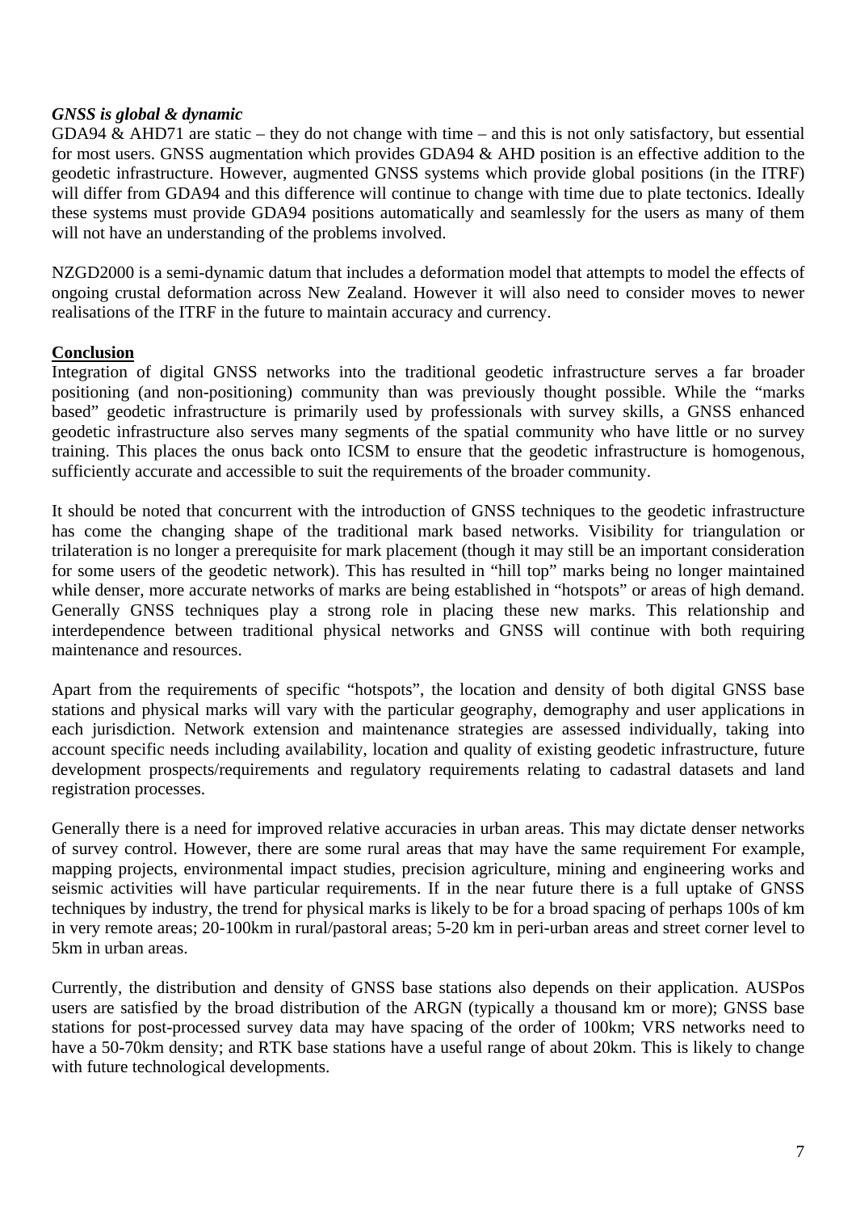***GNSS is global & dynamic***

GDA94 & AHD71 are static – they do not change with time – and this is not only satisfactory, but essential for most users. GNSS augmentation which provides GDA94 & AHD position is an effective addition to the geodetic infrastructure. However, augmented GNSS systems which provide global positions (in the ITRF) will differ from GDA94 and this difference will continue to change with time due to plate tectonics. Ideally these systems must provide GDA94 positions automatically and seamlessly for the users as many of them will not have an understanding of the problems involved.

NZGD2000 is a semi-dynamic datum that includes a deformation model that attempts to model the effects of ongoing crustal deformation across New Zealand. However it will also need to consider moves to newer realisations of the ITRF in the future to maintain accuracy and currency.

**Conclusion**

Integration of digital GNSS networks into the traditional geodetic infrastructure serves a far broader positioning (and non-positioning) community than was previously thought possible. While the "marks based" geodetic infrastructure is primarily used by professionals with survey skills, a GNSS enhanced geodetic infrastructure also serves many segments of the spatial community who have little or no survey training. This places the onus back onto ICSM to ensure that the geodetic infrastructure is homogenous, sufficiently accurate and accessible to suit the requirements of the broader community.

It should be noted that concurrent with the introduction of GNSS techniques to the geodetic infrastructure has come the changing shape of the traditional mark based networks. Visibility for triangulation or trilateration is no longer a prerequisite for mark placement (though it may still be an important consideration for some users of the geodetic network). This has resulted in "hill top" marks being no longer maintained while denser, more accurate networks of marks are being established in "hotspots" or areas of high demand. Generally GNSS techniques play a strong role in placing these new marks. This relationship and interdependence between traditional physical networks and GNSS will continue with both requiring maintenance and resources.

Apart from the requirements of specific "hotspots", the location and density of both digital GNSS base stations and physical marks will vary with the particular geography, demography and user applications in each jurisdiction. Network extension and maintenance strategies are assessed individually, taking into account specific needs including availability, location and quality of existing geodetic infrastructure, future development prospects/requirements and regulatory requirements relating to cadastral datasets and land registration processes.

Generally there is a need for improved relative accuracies in urban areas. This may dictate denser networks of survey control. However, there are some rural areas that may have the same requirement For example, mapping projects, environmental impact studies, precision agriculture, mining and engineering works and seismic activities will have particular requirements. If in the near future there is a full uptake of GNSS techniques by industry, the trend for physical marks is likely to be for a broad spacing of perhaps 100s of km in very remote areas; 20-100km in rural/pastoral areas; 5-20 km in peri-urban areas and street corner level to 5km in urban areas.

Currently, the distribution and density of GNSS base stations also depends on their application. AUSPos users are satisfied by the broad distribution of the ARGN (typically a thousand km or more); GNSS base stations for post-processed survey data may have spacing of the order of 100km; VRS networks need to have a 50-70km density; and RTK base stations have a useful range of about 20km. This is likely to change with future technological developments.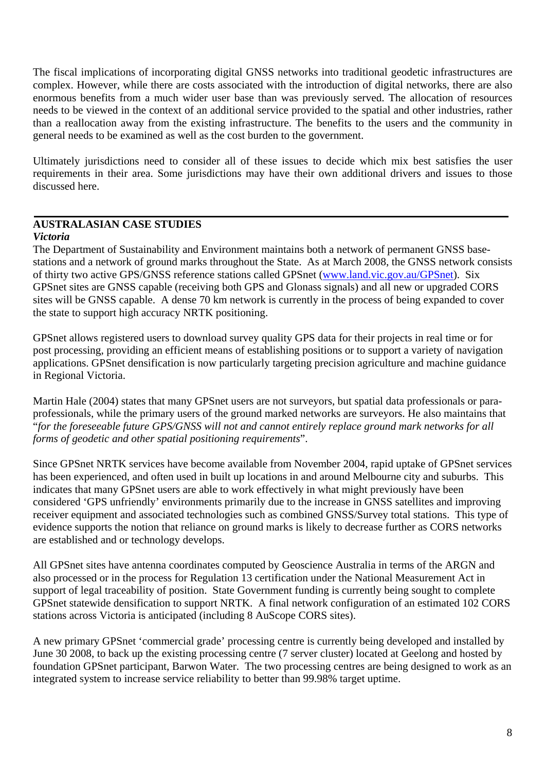The fiscal implications of incorporating digital GNSS networks into traditional geodetic infrastructures are complex. However, while there are costs associated with the introduction of digital networks, there are also enormous benefits from a much wider user base than was previously served. The allocation of resources needs to be viewed in the context of an additional service provided to the spatial and other industries, rather than a reallocation away from the existing infrastructure. The benefits to the users and the community in general needs to be examined as well as the cost burden to the government.

Ultimately jurisdictions need to consider all of these issues to decide which mix best satisfies the user requirements in their area. Some jurisdictions may have their own additional drivers and issues to those discussed here.

---

## AUSTRALASIAN CASE STUDIES

### *Victoria*

The Department of Sustainability and Environment maintains both a network of permanent GNSS base-stations and a network of ground marks throughout the State. As at March 2008, the GNSS network consists of thirty two active GPS/GNSS reference stations called GPSnet ([www.land.vic.gov.au/GPSnet](www.land.vic.gov.au/GPSnet)). Six GPSnet sites are GNSS capable (receiving both GPS and Glonass signals) and all new or upgraded CORS sites will be GNSS capable. A dense 70 km network is currently in the process of being expanded to cover the state to support high accuracy NRTK positioning.

GPSnet allows registered users to download survey quality GPS data for their projects in real time or for post processing, providing an efficient means of establishing positions or to support a variety of navigation applications. GPSnet densification is now particularly targeting precision agriculture and machine guidance in Regional Victoria.

Martin Hale (2004) states that many GPSnet users are not surveyors, but spatial data professionals or para-professionals, while the primary users of the ground marked networks are surveyors. He also maintains that "*for the foreseeable future GPS/GNSS will not and cannot entirely replace ground mark networks for all forms of geodetic and other spatial positioning requirements*".

Since GPSnet NRTK services have become available from November 2004, rapid uptake of GPSnet services has been experienced, and often used in built up locations in and around Melbourne city and suburbs. This indicates that many GPSnet users are able to work effectively in what might previously have been considered 'GPS unfriendly' environments primarily due to the increase in GNSS satellites and improving receiver equipment and associated technologies such as combined GNSS/Survey total stations. This type of evidence supports the notion that reliance on ground marks is likely to decrease further as CORS networks are established and or technology develops.

All GPSnet sites have antenna coordinates computed by Geoscience Australia in terms of the ARGN and also processed or in the process for Regulation 13 certification under the National Measurement Act in support of legal traceability of position. State Government funding is currently being sought to complete GPSnet statewide densification to support NRTK. A final network configuration of an estimated 102 CORS stations across Victoria is anticipated (including 8 AuScope CORS sites).

A new primary GPSnet 'commercial grade' processing centre is currently being developed and installed by June 30 2008, to back up the existing processing centre (7 server cluster) located at Geelong and hosted by foundation GPSnet participant, Barwon Water. The two processing centres are being designed to work as an integrated system to increase service reliability to better than 99.98% target uptime.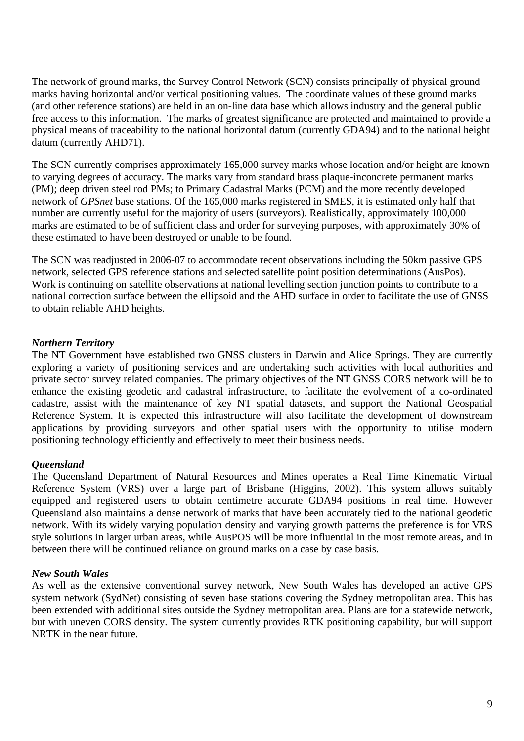The network of ground marks, the Survey Control Network (SCN) consists principally of physical ground marks having horizontal and/or vertical positioning values. The coordinate values of these ground marks (and other reference stations) are held in an on-line data base which allows industry and the general public free access to this information. The marks of greatest significance are protected and maintained to provide a physical means of traceability to the national horizontal datum (currently GDA94) and to the national height datum (currently AHD71).

The SCN currently comprises approximately 165,000 survey marks whose location and/or height are known to varying degrees of accuracy. The marks vary from standard brass plaque-inconcrete permanent marks (PM); deep driven steel rod PMs; to Primary Cadastral Marks (PCM) and the more recently developed network of *GPSnet* base stations. Of the 165,000 marks registered in SMES, it is estimated only half that number are currently useful for the majority of users (surveyors). Realistically, approximately 100,000 marks are estimated to be of sufficient class and order for surveying purposes, with approximately 30% of these estimated to have been destroyed or unable to be found.

The SCN was readjusted in 2006-07 to accommodate recent observations including the 50km passive GPS network, selected GPS reference stations and selected satellite point position determinations (AusPos). Work is continuing on satellite observations at national levelling section junction points to contribute to a national correction surface between the ellipsoid and the AHD surface in order to facilitate the use of GNSS to obtain reliable AHD heights.

***Northern Territory***

The NT Government have established two GNSS clusters in Darwin and Alice Springs. They are currently exploring a variety of positioning services and are undertaking such activities with local authorities and private sector survey related companies. The primary objectives of the NT GNSS CORS network will be to enhance the existing geodetic and cadastral infrastructure, to facilitate the evolvement of a co-ordinated cadastre, assist with the maintenance of key NT spatial datasets, and support the National Geospatial Reference System. It is expected this infrastructure will also facilitate the development of downstream applications by providing surveyors and other spatial users with the opportunity to utilise modern positioning technology efficiently and effectively to meet their business needs.

***Queensland***

The Queensland Department of Natural Resources and Mines operates a Real Time Kinematic Virtual Reference System (VRS) over a large part of Brisbane (Higgins, 2002). This system allows suitably equipped and registered users to obtain centimetre accurate GDA94 positions in real time. However Queensland also maintains a dense network of marks that have been accurately tied to the national geodetic network. With its widely varying population density and varying growth patterns the preference is for VRS style solutions in larger urban areas, while AusPOS will be more influential in the most remote areas, and in between there will be continued reliance on ground marks on a case by case basis.

***New South Wales***

As well as the extensive conventional survey network, New South Wales has developed an active GPS system network (SydNet) consisting of seven base stations covering the Sydney metropolitan area. This has been extended with additional sites outside the Sydney metropolitan area. Plans are for a statewide network, but with uneven CORS density. The system currently provides RTK positioning capability, but will support NRTK in the near future.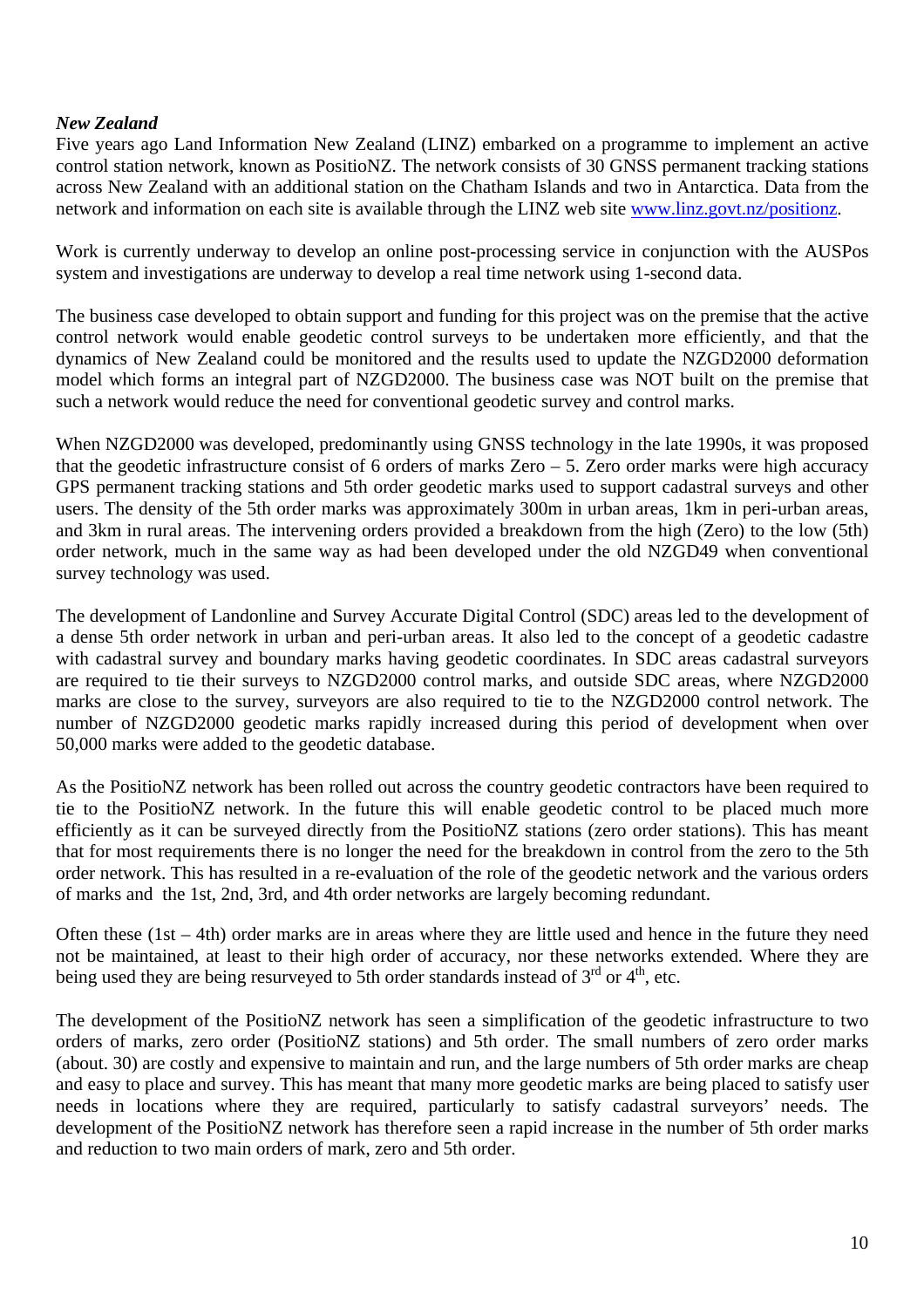*New Zealand*

Five years ago Land Information New Zealand (LINZ) embarked on a programme to implement an active control station network, known as PositioNZ. The network consists of 30 GNSS permanent tracking stations across New Zealand with an additional station on the Chatham Islands and two in Antarctica. Data from the network and information on each site is available through the LINZ web site [www.linz.govt.nz/positionz](www.linz.govt.nz/positionz).

Work is currently underway to develop an online post-processing service in conjunction with the AUSPos system and investigations are underway to develop a real time network using 1-second data.

The business case developed to obtain support and funding for this project was on the premise that the active control network would enable geodetic control surveys to be undertaken more efficiently, and that the dynamics of New Zealand could be monitored and the results used to update the NZGD2000 deformation model which forms an integral part of NZGD2000. The business case was NOT built on the premise that such a network would reduce the need for conventional geodetic survey and control marks.

When NZGD2000 was developed, predominantly using GNSS technology in the late 1990s, it was proposed that the geodetic infrastructure consist of 6 orders of marks Zero – 5. Zero order marks were high accuracy GPS permanent tracking stations and 5th order geodetic marks used to support cadastral surveys and other users. The density of the 5th order marks was approximately 300m in urban areas, 1km in peri-urban areas, and 3km in rural areas. The intervening orders provided a breakdown from the high (Zero) to the low (5th) order network, much in the same way as had been developed under the old NZGD49 when conventional survey technology was used.

The development of Landonline and Survey Accurate Digital Control (SDC) areas led to the development of a dense 5th order network in urban and peri-urban areas. It also led to the concept of a geodetic cadastre with cadastral survey and boundary marks having geodetic coordinates. In SDC areas cadastral surveyors are required to tie their surveys to NZGD2000 control marks, and outside SDC areas, where NZGD2000 marks are close to the survey, surveyors are also required to tie to the NZGD2000 control network. The number of NZGD2000 geodetic marks rapidly increased during this period of development when over 50,000 marks were added to the geodetic database.

As the PositioNZ network has been rolled out across the country geodetic contractors have been required to tie to the PositioNZ network. In the future this will enable geodetic control to be placed much more efficiently as it can be surveyed directly from the PositioNZ stations (zero order stations). This has meant that for most requirements there is no longer the need for the breakdown in control from the zero to the 5th order network. This has resulted in a re-evaluation of the role of the geodetic network and the various orders of marks and the 1st, 2nd, 3rd, and 4th order networks are largely becoming redundant.

Often these (1st – 4th) order marks are in areas where they are little used and hence in the future they need not be maintained, at least to their high order of accuracy, nor these networks extended. Where they are being used they are being resurveyed to 5th order standards instead of 3rd or 4th, etc.

The development of the PositioNZ network has seen a simplification of the geodetic infrastructure to two orders of marks, zero order (PositioNZ stations) and 5th order. The small numbers of zero order marks (about. 30) are costly and expensive to maintain and run, and the large numbers of 5th order marks are cheap and easy to place and survey. This has meant that many more geodetic marks are being placed to satisfy user needs in locations where they are required, particularly to satisfy cadastral surveyors' needs. The development of the PositioNZ network has therefore seen a rapid increase in the number of 5th order marks and reduction to two main orders of mark, zero and 5th order.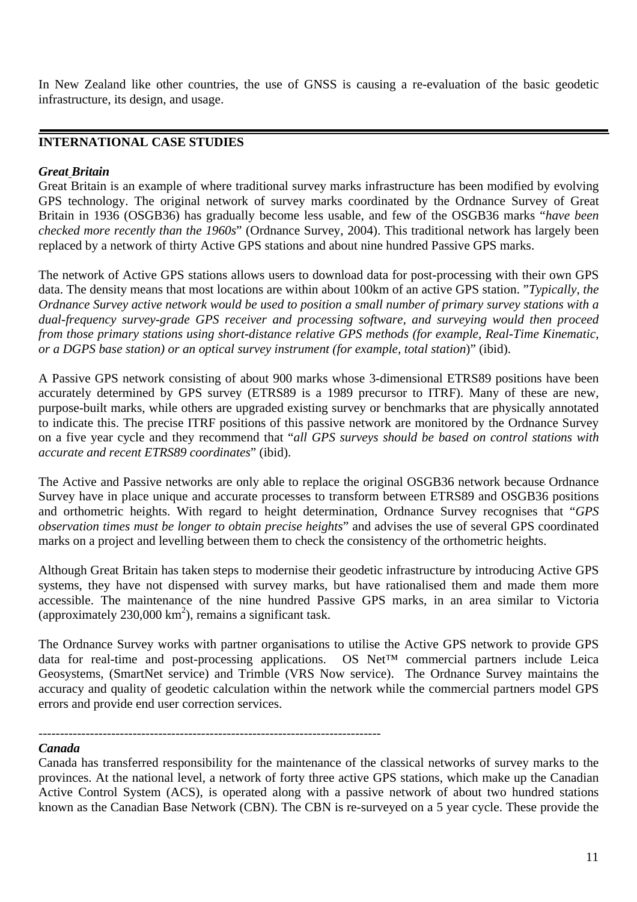In New Zealand like other countries, the use of GNSS is causing a re-evaluation of the basic geodetic infrastructure, its design, and usage.

---

## INTERNATIONAL CASE STUDIES

### *Great Britain*

Great Britain is an example of where traditional survey marks infrastructure has been modified by evolving GPS technology. The original network of survey marks coordinated by the Ordnance Survey of Great Britain in 1936 (OSGB36) has gradually become less usable, and few of the OSGB36 marks "*have been checked more recently than the 1960s*" (Ordnance Survey, 2004). This traditional network has largely been replaced by a network of thirty Active GPS stations and about nine hundred Passive GPS marks.

The network of Active GPS stations allows users to download data for post-processing with their own GPS data. The density means that most locations are within about 100km of an active GPS station. "*Typically, the Ordnance Survey active network would be used to position a small number of primary survey stations with a dual-frequency survey-grade GPS receiver and processing software, and surveying would then proceed from those primary stations using short-distance relative GPS methods (for example, Real-Time Kinematic, or a DGPS base station) or an optical survey instrument (for example, total station*)" (ibid).

A Passive GPS network consisting of about 900 marks whose 3-dimensional ETRS89 positions have been accurately determined by GPS survey (ETRS89 is a 1989 precursor to ITRF). Many of these are new, purpose-built marks, while others are upgraded existing survey or benchmarks that are physically annotated to indicate this. The precise ITRF positions of this passive network are monitored by the Ordnance Survey on a five year cycle and they recommend that "*all GPS surveys should be based on control stations with accurate and recent ETRS89 coordinates*" (ibid).

The Active and Passive networks are only able to replace the original OSGB36 network because Ordnance Survey have in place unique and accurate processes to transform between ETRS89 and OSGB36 positions and orthometric heights. With regard to height determination, Ordnance Survey recognises that "*GPS observation times must be longer to obtain precise heights*" and advises the use of several GPS coordinated marks on a project and levelling between them to check the consistency of the orthometric heights.

Although Great Britain has taken steps to modernise their geodetic infrastructure by introducing Active GPS systems, they have not dispensed with survey marks, but have rationalised them and made them more accessible. The maintenance of the nine hundred Passive GPS marks, in an area similar to Victoria (approximately 230,000 km$^2$), remains a significant task.

The Ordnance Survey works with partner organisations to utilise the Active GPS network to provide GPS data for real-time and post-processing applications. OS Net™ commercial partners include Leica Geosystems, (SmartNet service) and Trimble (VRS Now service). The Ordnance Survey maintains the accuracy and quality of geodetic calculation within the network while the commercial partners model GPS errors and provide end user correction services.

---

### *Canada*

Canada has transferred responsibility for the maintenance of the classical networks of survey marks to the provinces. At the national level, a network of forty three active GPS stations, which make up the Canadian Active Control System (ACS), is operated along with a passive network of about two hundred stations known as the Canadian Base Network (CBN). The CBN is re-surveyed on a 5 year cycle. These provide the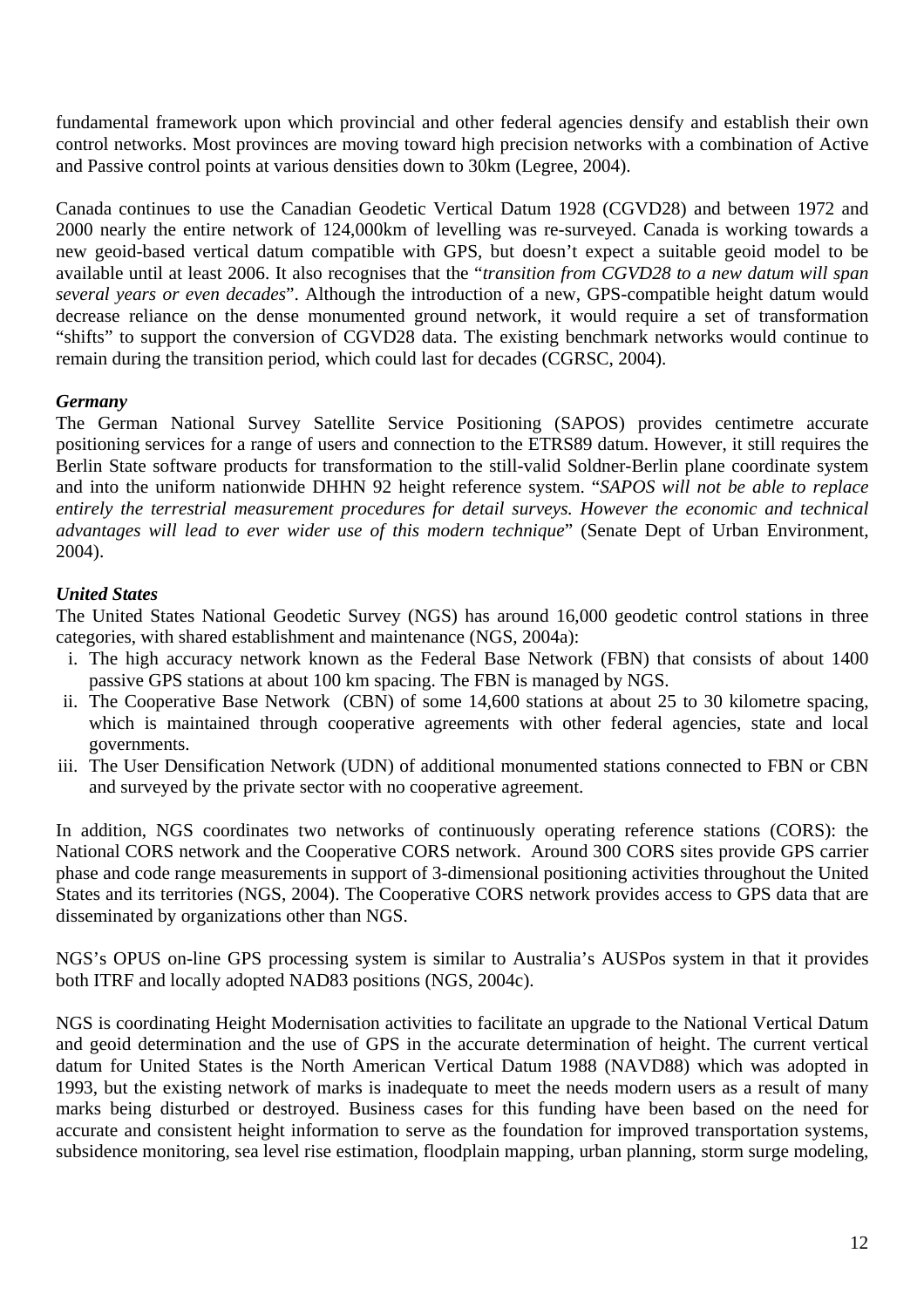fundamental framework upon which provincial and other federal agencies densify and establish their own control networks. Most provinces are moving toward high precision networks with a combination of Active and Passive control points at various densities down to 30km (Legree, 2004).

Canada continues to use the Canadian Geodetic Vertical Datum 1928 (CGVD28) and between 1972 and 2000 nearly the entire network of 124,000km of levelling was re-surveyed. Canada is working towards a new geoid-based vertical datum compatible with GPS, but doesn't expect a suitable geoid model to be available until at least 2006. It also recognises that the "*transition from CGVD28 to a new datum will span several years or even decades*". Although the introduction of a new, GPS-compatible height datum would decrease reliance on the dense monumented ground network, it would require a set of transformation "shifts" to support the conversion of CGVD28 data. The existing benchmark networks would continue to remain during the transition period, which could last for decades (CGRSC, 2004).

***Germany***

The German National Survey Satellite Service Positioning (SAPOS) provides centimetre accurate positioning services for a range of users and connection to the ETRS89 datum. However, it still requires the Berlin State software products for transformation to the still-valid Soldner-Berlin plane coordinate system and into the uniform nationwide DHHN 92 height reference system. "*SAPOS will not be able to replace entirely the terrestrial measurement procedures for detail surveys. However the economic and technical advantages will lead to ever wider use of this modern technique*" (Senate Dept of Urban Environment, 2004).

***United States***

The United States National Geodetic Survey (NGS) has around 16,000 geodetic control stations in three categories, with shared establishment and maintenance (NGS, 2004a):

i. The high accuracy network known as the Federal Base Network (FBN) that consists of about 1400 passive GPS stations at about 100 km spacing. The FBN is managed by NGS.
ii. The Cooperative Base Network (CBN) of some 14,600 stations at about 25 to 30 kilometre spacing, which is maintained through cooperative agreements with other federal agencies, state and local governments.
iii. The User Densification Network (UDN) of additional monumented stations connected to FBN or CBN and surveyed by the private sector with no cooperative agreement.

In addition, NGS coordinates two networks of continuously operating reference stations (CORS): the National CORS network and the Cooperative CORS network. Around 300 CORS sites provide GPS carrier phase and code range measurements in support of 3-dimensional positioning activities throughout the United States and its territories (NGS, 2004). The Cooperative CORS network provides access to GPS data that are disseminated by organizations other than NGS.

NGS's OPUS on-line GPS processing system is similar to Australia's AUSPos system in that it provides both ITRF and locally adopted NAD83 positions (NGS, 2004c).

NGS is coordinating Height Modernisation activities to facilitate an upgrade to the National Vertical Datum and geoid determination and the use of GPS in the accurate determination of height. The current vertical datum for United States is the North American Vertical Datum 1988 (NAVD88) which was adopted in 1993, but the existing network of marks is inadequate to meet the needs modern users as a result of many marks being disturbed or destroyed. Business cases for this funding have been based on the need for accurate and consistent height information to serve as the foundation for improved transportation systems, subsidence monitoring, sea level rise estimation, floodplain mapping, urban planning, storm surge modeling,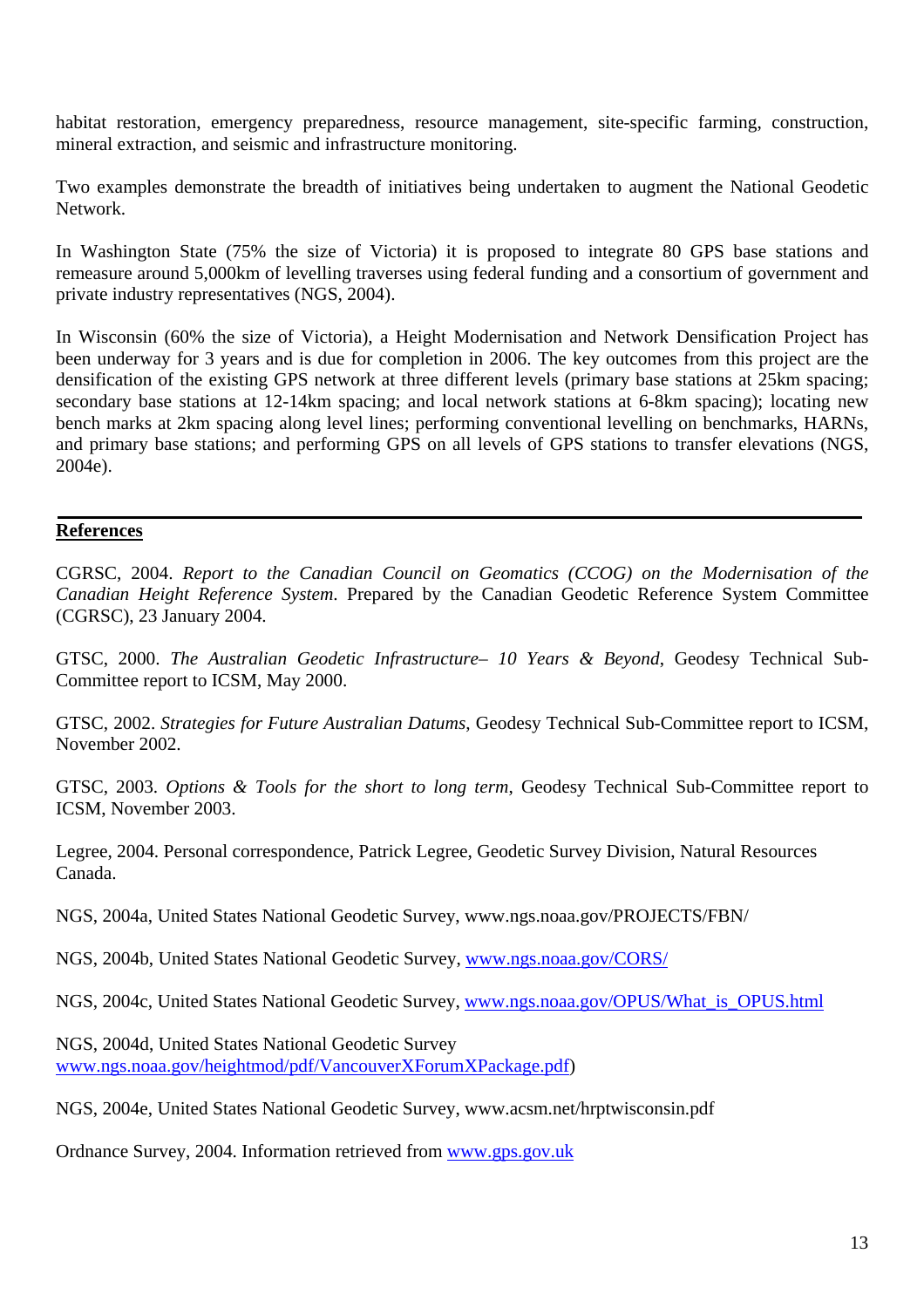habitat restoration, emergency preparedness, resource management, site-specific farming, construction, mineral extraction, and seismic and infrastructure monitoring.

Two examples demonstrate the breadth of initiatives being undertaken to augment the National Geodetic Network.

In Washington State (75% the size of Victoria) it is proposed to integrate 80 GPS base stations and remeasure around 5,000km of levelling traverses using federal funding and a consortium of government and private industry representatives (NGS, 2004).

In Wisconsin (60% the size of Victoria), a Height Modernisation and Network Densification Project has been underway for 3 years and is due for completion in 2006. The key outcomes from this project are the densification of the existing GPS network at three different levels (primary base stations at 25km spacing; secondary base stations at 12-14km spacing; and local network stations at 6-8km spacing); locating new bench marks at 2km spacing along level lines; performing conventional levelling on benchmarks, HARNs, and primary base stations; and performing GPS on all levels of GPS stations to transfer elevations (NGS, 2004e).

---

## References

CGRSC, 2004. *Report to the Canadian Council on Geomatics (CCOG) on the Modernisation of the Canadian Height Reference System*. Prepared by the Canadian Geodetic Reference System Committee (CGRSC), 23 January 2004.

GTSC, 2000. *The Australian Geodetic Infrastructure– 10 Years & Beyond*, Geodesy Technical Sub-Committee report to ICSM, May 2000.

GTSC, 2002. *Strategies for Future Australian Datums*, Geodesy Technical Sub-Committee report to ICSM, November 2002.

GTSC, 2003. *Options & Tools for the short to long term*, Geodesy Technical Sub-Committee report to ICSM, November 2003.

Legree, 2004. Personal correspondence, Patrick Legree, Geodetic Survey Division, Natural Resources Canada.

NGS, 2004a, United States National Geodetic Survey, www.ngs.noaa.gov/PROJECTS/FBN/

NGS, 2004b, United States National Geodetic Survey, www.ngs.noaa.gov/CORS/

NGS, 2004c, United States National Geodetic Survey, www.ngs.noaa.gov/OPUS/What_is_OPUS.html

NGS, 2004d, United States National Geodetic Survey www.ngs.noaa.gov/heightmod/pdf/VancouverXForumXPackage.pdf)

NGS, 2004e, United States National Geodetic Survey, www.acsm.net/hrptwisconsin.pdf

Ordnance Survey, 2004. Information retrieved from www.gps.gov.uk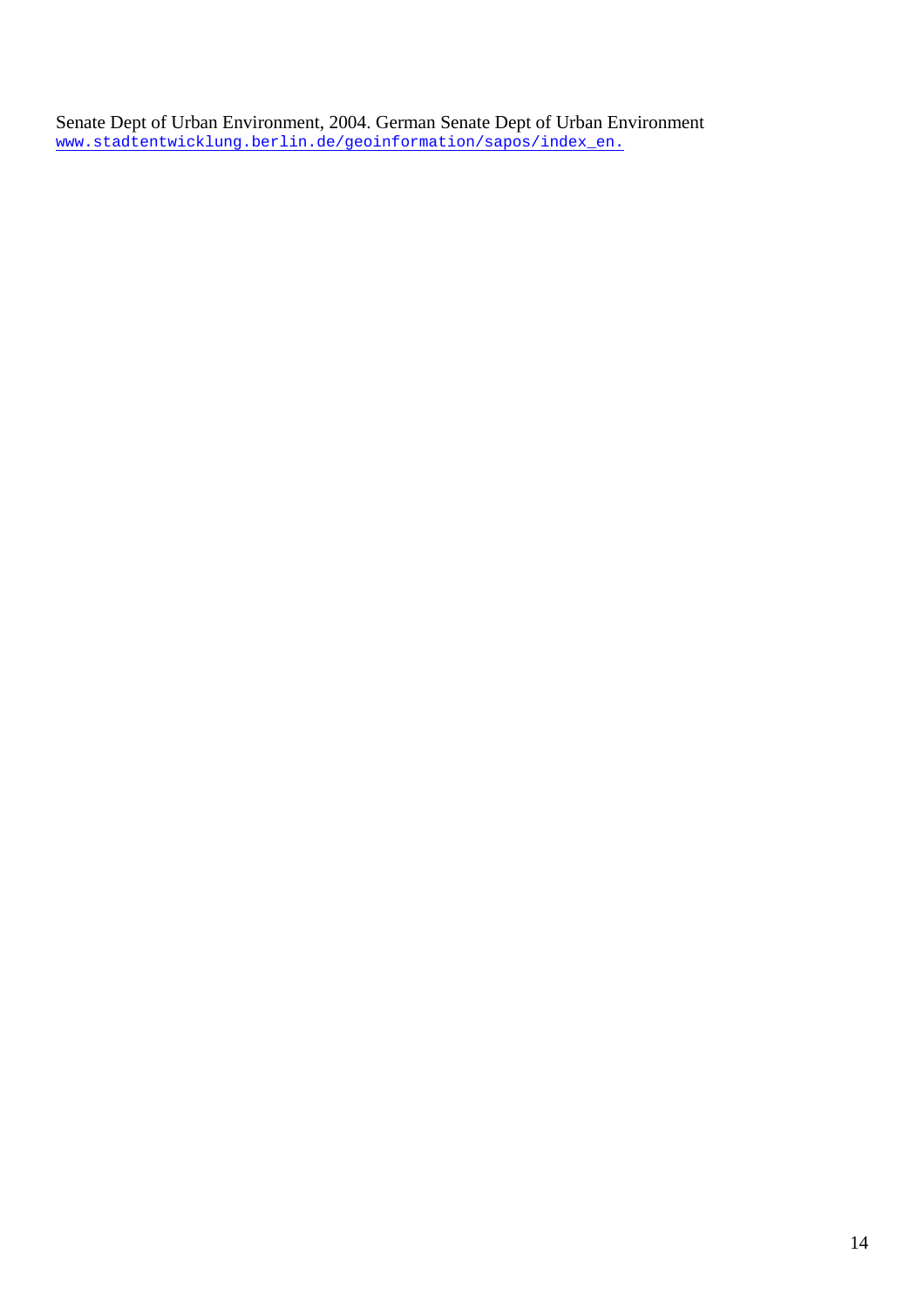Senate Dept of Urban Environment, 2004. German Senate Dept of Urban Environment www.stadtentwicklung.berlin.de/geoinformation/sapos/index_en.